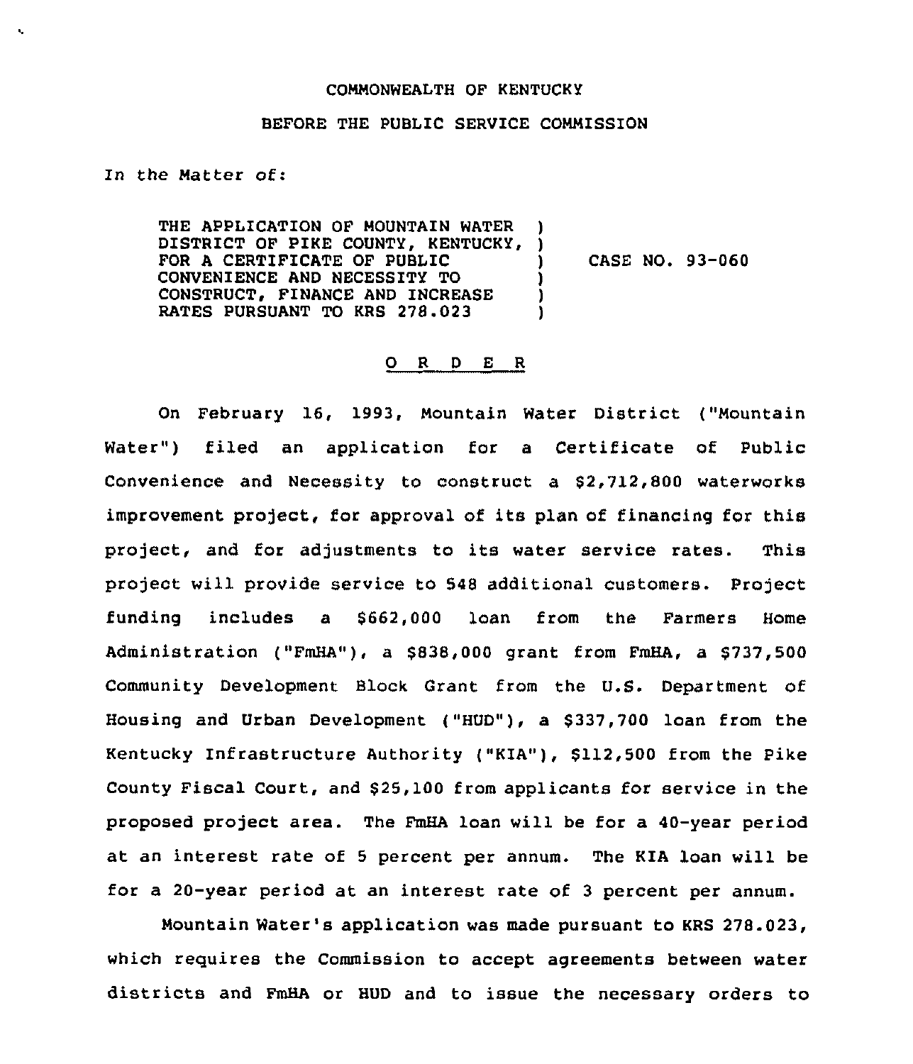COMMONWEALTH OF KENTUCKY

BEFORE THE PUBLIC SERVICE COMMISSION

In the Matter of:

THE APPLICATION OF MOUNTAIN WATER DISTRICT OF PIKE COUNTY, KENTUCKY, FOR A CERTIFICATE OF PUBLIC CONVENIENCE AND NECESSITY TO CONSTRUCT, FINANCE AND INCREASE RATES PURSUANT TO KRS 278.023

CASE NO. 93-060

O R D E R

On February 16, 1993, Mountain Water District ("Mountain Water") filed an application for a Certificate of Public Convenience and Necessity to construct a $2,712,800 waterworks improvement project, for approval of its plan of financing for this project, and for adjustments to its water service rates. This project will provide service to 548 additional customers. Project funding includes a $662,000 loan from the Farmers Home Administration ("FmHA"), a $838,000 grant from FmHA, a $737,500 Community Development Block Grant from the U.S. Department of Housing and Urban Development ("HUD"), a $337,700 loan from the Kentucky Infrastructure Authority ("KIA"), $112,500 from the Pike County Fiscal Court, and $25,100 from applicants for service in the proposed project area. The FmHA loan will be for a 40-year period at an interest rate of 5 percent per annum. The KIA loan will be for a 20-year period at an interest rate of 3 percent per annum.

Mountain Water's application was made pursuant to KRS 278.023, which requires the Commission to accept agreements between water districts and FmHA or HUD and to issue the necessary orders to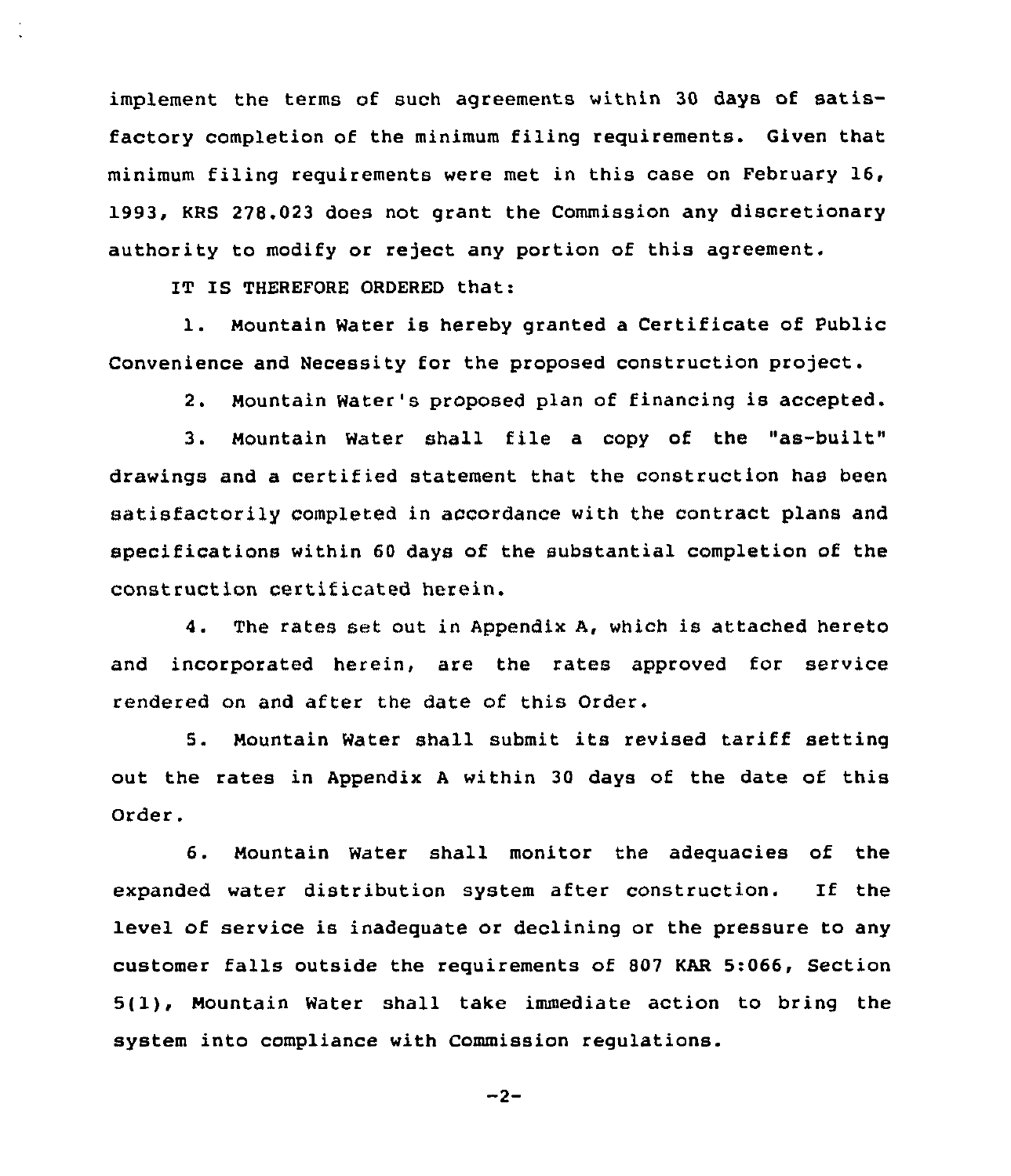implement the terms of such agreements within 30 days of satisfactory completion of the minimum filing requirements. Given that minimum filing requirements were met in this case on February 16, 1993, KRS 278.023 does not grant the Commission any discretionary authority to modify or reject any portion of this agreement.

IT IS THEREFORE ORDERED that:

1. Mountain Water is hereby granted a Certificate of Public Convenience and Necessity for the proposed construction project.

2. Mountain Water's proposed plan of financing is accepted.

3. Mountain Water shall file a copy of the "as-built" drawings and a certified statement that the construction has been satisfactorily completed in accordance with the contract plans and specifications within 60 days of the substantial completion of the construction certificated herein.

4. The rates set out in Appendix A, which is attached hereto and incorporated herein, are the rates approved for service rendered on and after the date of this Order.

5. Mountain Water shall submit its revised tariff setting out the rates in Appendix A within 30 days of the date of this Order.

6. Mountain Water shall monitor the adequacies of the expanded water distribution system after construction. If the level of service is inadequate or declining or the pressure to any customer falls outside the requirements of 807 KAR 5:066, Section 5(1), Mountain Water shall take immediate action to bring the system into compliance with Commission regulations.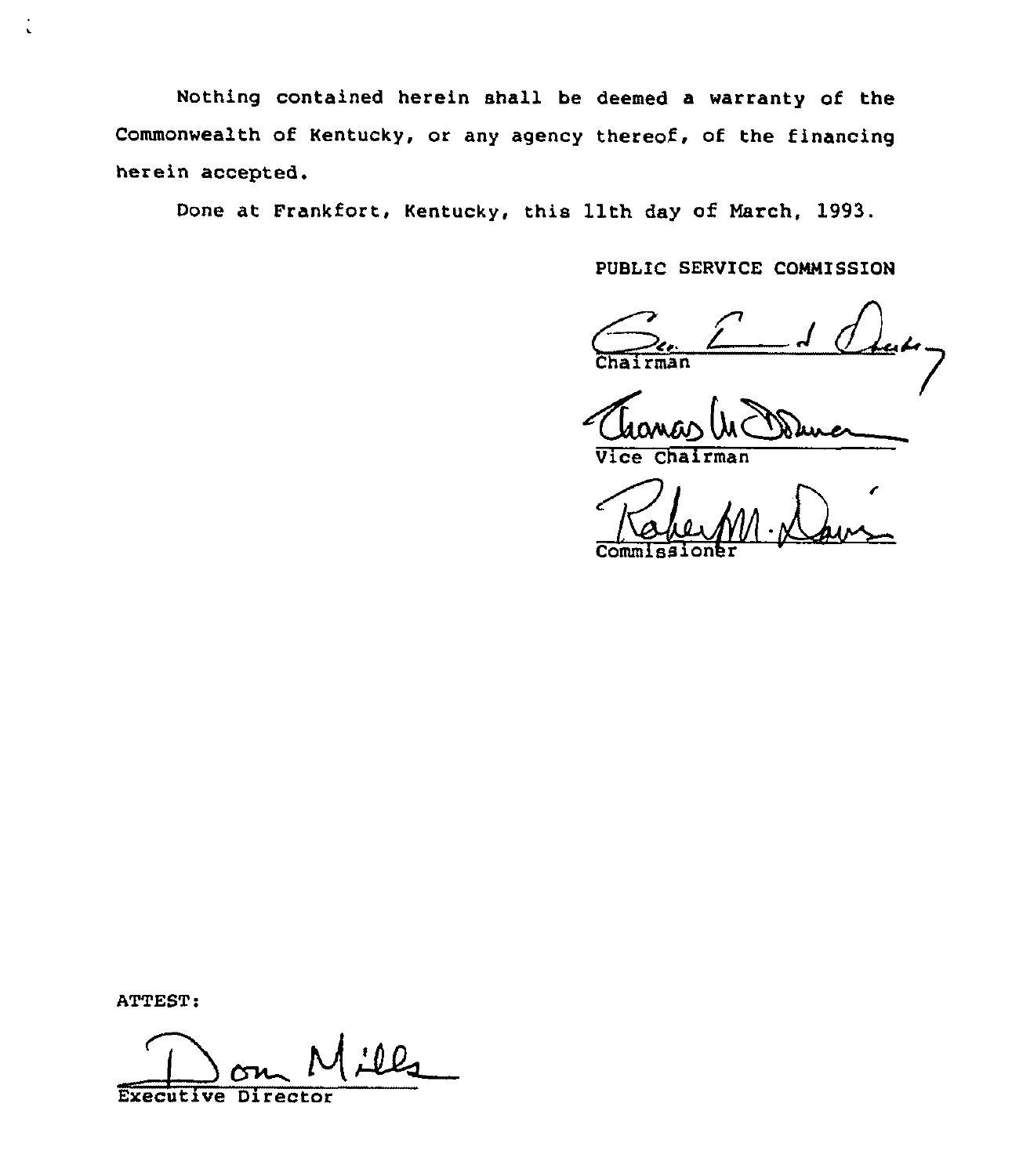Nothing contained herein shall be deemed a warranty of the Commonwealth of Kentucky, or any agency thereof, of the financing herein accepted.

Done at Frankfort, Kentucky, this 11th day of March, 1993.

PUBLIC SERVICE COMMISSION

Chairman

Vice Chairman

Commissioner

ATTEST:

Executive Director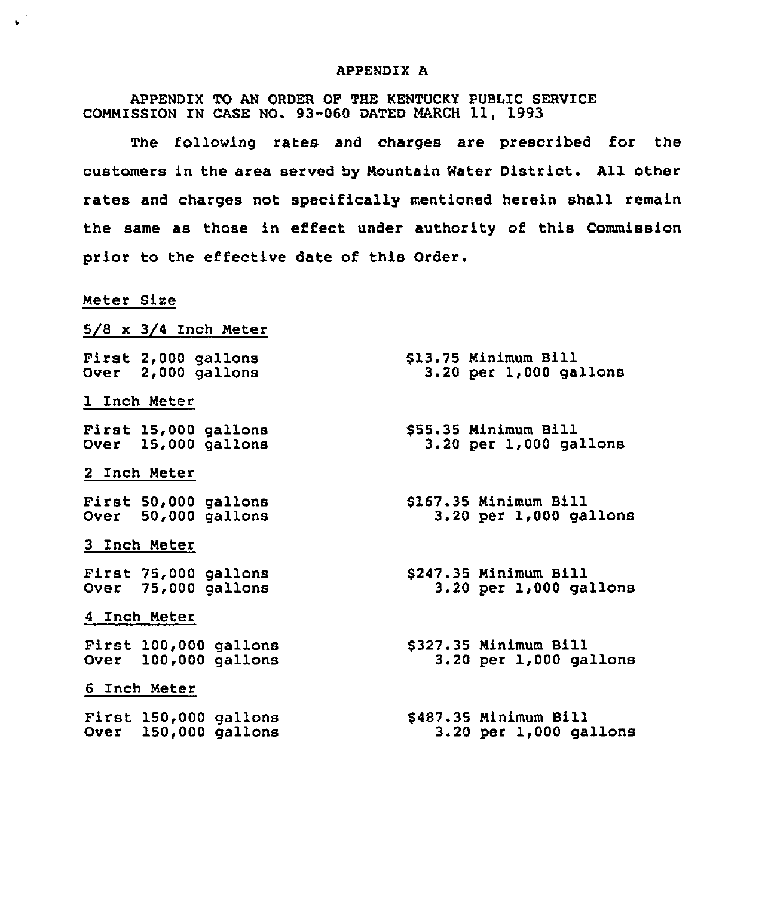APPENDIX A

APPENDIX TO AN ORDER OF THE KENTUCKY PUBLIC SERVICE COMMISSION IN CASE NO. 93-060 DATED MARCH 11, 1993

The following rates and charges are prescribed for the customers in the area served by Mountain Water District. All other rates and charges not specifically mentioned herein shall remain the same as those in effect under authority of this Commission prior to the effective date of this Order.

Meter Size

5/8 x 3/4 Inch Meter

| | |
|---|---|
| First 2,000 gallons | $13.75 Minimum Bill |
| Over 2,000 gallons | 3.20 per 1,000 gallons |

1 Inch Meter

| | |
|---|---|
| First 15,000 gallons | $55.35 Minimum Bill |
| Over 15,000 gallons | 3.20 per 1,000 gallons |

2 Inch Meter

| | |
|---|---|
| First 50,000 gallons | $167.35 Minimum Bill |
| Over 50,000 gallons | 3.20 per 1,000 gallons |

3 Inch Meter

| | |
|---|---|
| First 75,000 gallons | $247.35 Minimum Bill |
| Over 75,000 gallons | 3.20 per 1,000 gallons |

4 Inch Meter

| | |
|---|---|
| First 100,000 gallons | $327.35 Minimum Bill |
| Over 100,000 gallons | 3.20 per 1,000 gallons |

6 Inch Meter

| | |
|---|---|
| First 150,000 gallons | $487.35 Minimum Bill |
| Over 150,000 gallons | 3.20 per 1,000 gallons |